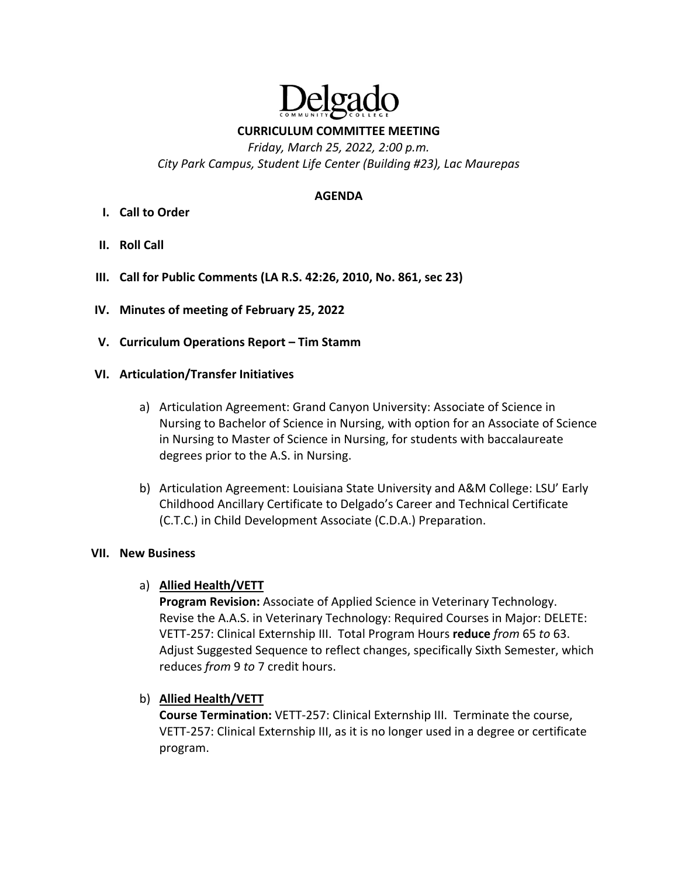# Delgado Community College

## CURRICULUM COMMITTEE MEETING

*Friday, March 25, 2022, 2:00 p.m.*
*City Park Campus, Student Life Center (Building #23), Lac Maurepas*

### AGENDA

**I. Call to Order**

**II. Roll Call**

**III. Call for Public Comments (LA R.S. 42:26, 2010, No. 861, sec 23)**

**IV. Minutes of meeting of February 25, 2022**

**V. Curriculum Operations Report – Tim Stamm**

**VI. Articulation/Transfer Initiatives**

a) Articulation Agreement: Grand Canyon University: Associate of Science in Nursing to Bachelor of Science in Nursing, with option for an Associate of Science in Nursing to Master of Science in Nursing, for students with baccalaureate degrees prior to the A.S. in Nursing.

b) Articulation Agreement: Louisiana State University and A&M College: LSU' Early Childhood Ancillary Certificate to Delgado's Career and Technical Certificate (C.T.C.) in Child Development Associate (C.D.A.) Preparation.

**VII. New Business**

a) **Allied Health/VETT**
**Program Revision:** Associate of Applied Science in Veterinary Technology. Revise the A.A.S. in Veterinary Technology: Required Courses in Major: DELETE: VETT-257: Clinical Externship III. Total Program Hours **reduce** *from* 65 *to* 63. Adjust Suggested Sequence to reflect changes, specifically Sixth Semester, which reduces *from* 9 *to* 7 credit hours.

b) **Allied Health/VETT**
**Course Termination:** VETT-257: Clinical Externship III. Terminate the course, VETT-257: Clinical Externship III, as it is no longer used in a degree or certificate program.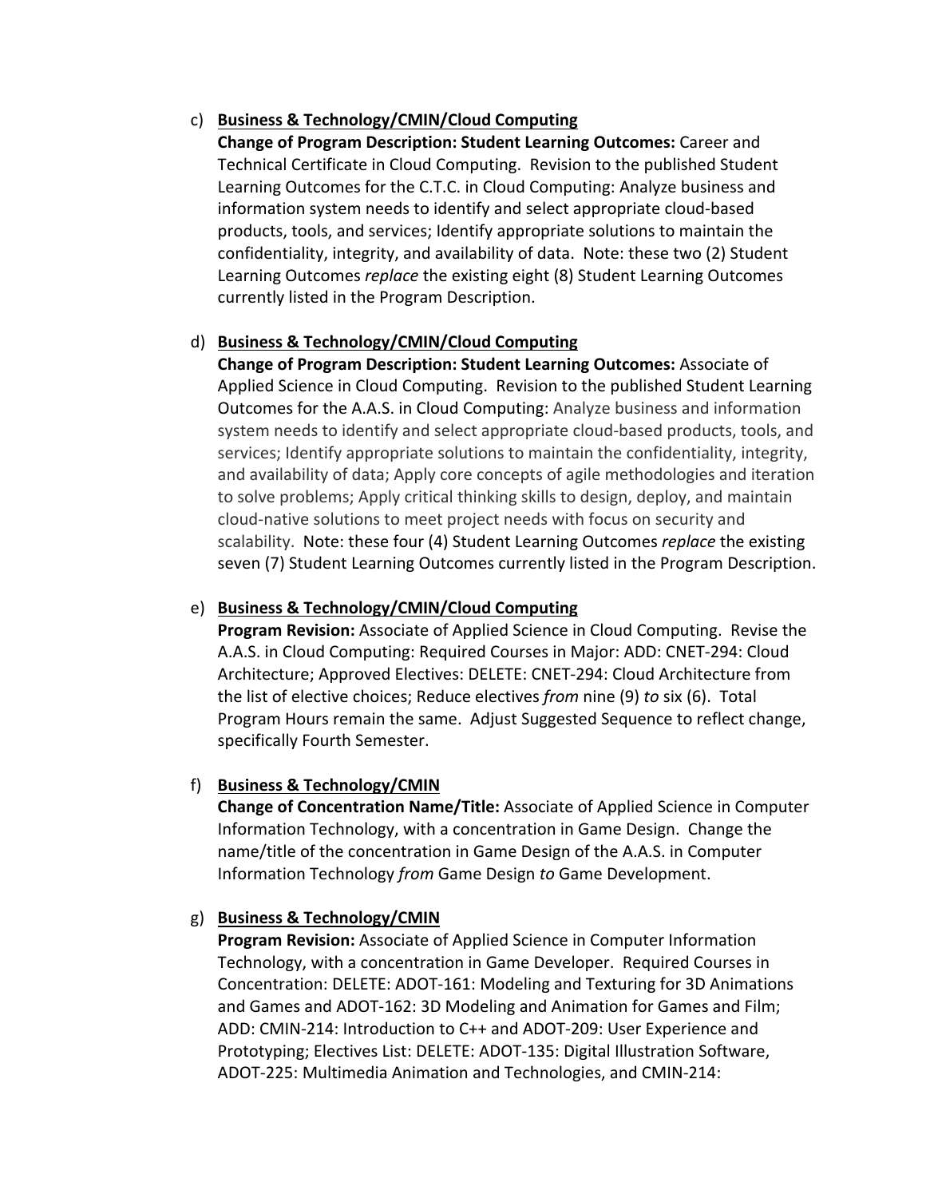c) **<u>Business & Technology/CMIN/Cloud Computing</u>**
   **Change of Program Description: Student Learning Outcomes:** Career and Technical Certificate in Cloud Computing. Revision to the published Student Learning Outcomes for the C.T.C. in Cloud Computing: Analyze business and information system needs to identify and select appropriate cloud-based products, tools, and services; Identify appropriate solutions to maintain the confidentiality, integrity, and availability of data. Note: these two (2) Student Learning Outcomes *replace* the existing eight (8) Student Learning Outcomes currently listed in the Program Description.

d) **<u>Business & Technology/CMIN/Cloud Computing</u>**
   **Change of Program Description: Student Learning Outcomes:** Associate of Applied Science in Cloud Computing. Revision to the published Student Learning Outcomes for the A.A.S. in Cloud Computing: Analyze business and information system needs to identify and select appropriate cloud-based products, tools, and services; Identify appropriate solutions to maintain the confidentiality, integrity, and availability of data; Apply core concepts of agile methodologies and iteration to solve problems; Apply critical thinking skills to design, deploy, and maintain cloud-native solutions to meet project needs with focus on security and scalability. Note: these four (4) Student Learning Outcomes *replace* the existing seven (7) Student Learning Outcomes currently listed in the Program Description.

e) **<u>Business & Technology/CMIN/Cloud Computing</u>**
   **Program Revision:** Associate of Applied Science in Cloud Computing. Revise the A.A.S. in Cloud Computing: Required Courses in Major: ADD: CNET-294: Cloud Architecture; Approved Electives: DELETE: CNET-294: Cloud Architecture from the list of elective choices; Reduce electives *from* nine (9) *to* six (6). Total Program Hours remain the same. Adjust Suggested Sequence to reflect change, specifically Fourth Semester.

f) **<u>Business & Technology/CMIN</u>**
   **Change of Concentration Name/Title:** Associate of Applied Science in Computer Information Technology, with a concentration in Game Design. Change the name/title of the concentration in Game Design of the A.A.S. in Computer Information Technology *from* Game Design *to* Game Development.

g) **<u>Business & Technology/CMIN</u>**
   **Program Revision:** Associate of Applied Science in Computer Information Technology, with a concentration in Game Developer. Required Courses in Concentration: DELETE: ADOT-161: Modeling and Texturing for 3D Animations and Games and ADOT-162: 3D Modeling and Animation for Games and Film; ADD: CMIN-214: Introduction to C++ and ADOT-209: User Experience and Prototyping; Electives List: DELETE: ADOT-135: Digital Illustration Software, ADOT-225: Multimedia Animation and Technologies, and CMIN-214: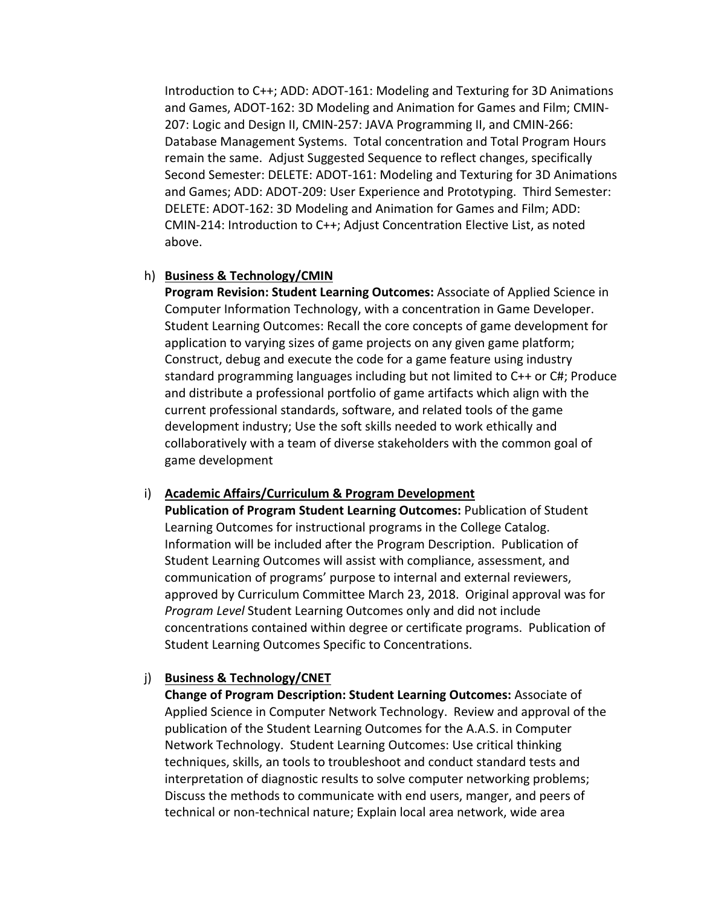Introduction to C++; ADD: ADOT-161: Modeling and Texturing for 3D Animations and Games, ADOT-162: 3D Modeling and Animation for Games and Film; CMIN-207: Logic and Design II, CMIN-257: JAVA Programming II, and CMIN-266: Database Management Systems. Total concentration and Total Program Hours remain the same. Adjust Suggested Sequence to reflect changes, specifically Second Semester: DELETE: ADOT-161: Modeling and Texturing for 3D Animations and Games; ADD: ADOT-209: User Experience and Prototyping. Third Semester: DELETE: ADOT-162: 3D Modeling and Animation for Games and Film; ADD: CMIN-214: Introduction to C++; Adjust Concentration Elective List, as noted above.

h) **Business & Technology/CMIN**
**Program Revision: Student Learning Outcomes:** Associate of Applied Science in Computer Information Technology, with a concentration in Game Developer. Student Learning Outcomes: Recall the core concepts of game development for application to varying sizes of game projects on any given game platform; Construct, debug and execute the code for a game feature using industry standard programming languages including but not limited to C++ or C#; Produce and distribute a professional portfolio of game artifacts which align with the current professional standards, software, and related tools of the game development industry; Use the soft skills needed to work ethically and collaboratively with a team of diverse stakeholders with the common goal of game development

i) **Academic Affairs/Curriculum & Program Development**
**Publication of Program Student Learning Outcomes:** Publication of Student Learning Outcomes for instructional programs in the College Catalog. Information will be included after the Program Description. Publication of Student Learning Outcomes will assist with compliance, assessment, and communication of programs' purpose to internal and external reviewers, approved by Curriculum Committee March 23, 2018. Original approval was for *Program Level* Student Learning Outcomes only and did not include concentrations contained within degree or certificate programs. Publication of Student Learning Outcomes Specific to Concentrations.

j) **Business & Technology/CNET**
**Change of Program Description: Student Learning Outcomes:** Associate of Applied Science in Computer Network Technology. Review and approval of the publication of the Student Learning Outcomes for the A.A.S. in Computer Network Technology. Student Learning Outcomes: Use critical thinking techniques, skills, an tools to troubleshoot and conduct standard tests and interpretation of diagnostic results to solve computer networking problems; Discuss the methods to communicate with end users, manger, and peers of technical or non-technical nature; Explain local area network, wide area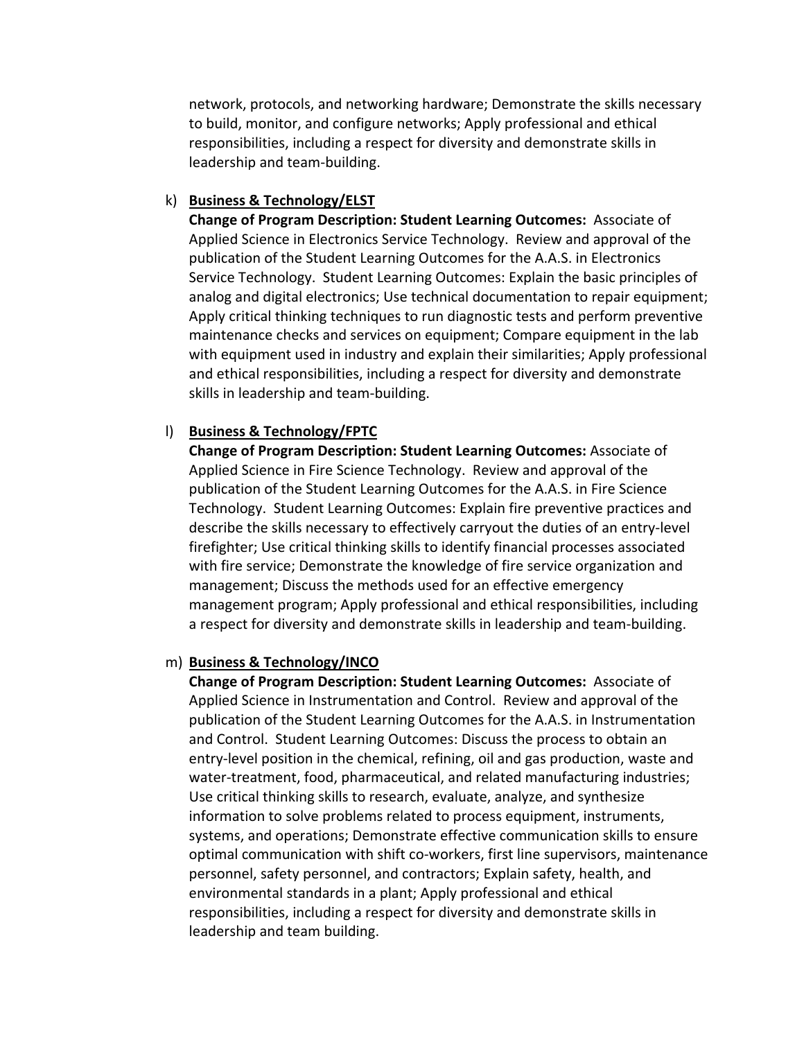network, protocols, and networking hardware; Demonstrate the skills necessary to build, monitor, and configure networks; Apply professional and ethical responsibilities, including a respect for diversity and demonstrate skills in leadership and team-building.

k) **Business & Technology/ELST**
**Change of Program Description: Student Learning Outcomes:** Associate of Applied Science in Electronics Service Technology. Review and approval of the publication of the Student Learning Outcomes for the A.A.S. in Electronics Service Technology. Student Learning Outcomes: Explain the basic principles of analog and digital electronics; Use technical documentation to repair equipment; Apply critical thinking techniques to run diagnostic tests and perform preventive maintenance checks and services on equipment; Compare equipment in the lab with equipment used in industry and explain their similarities; Apply professional and ethical responsibilities, including a respect for diversity and demonstrate skills in leadership and team-building.

l) **Business & Technology/FPTC**
**Change of Program Description: Student Learning Outcomes:** Associate of Applied Science in Fire Science Technology. Review and approval of the publication of the Student Learning Outcomes for the A.A.S. in Fire Science Technology. Student Learning Outcomes: Explain fire preventive practices and describe the skills necessary to effectively carryout the duties of an entry-level firefighter; Use critical thinking skills to identify financial processes associated with fire service; Demonstrate the knowledge of fire service organization and management; Discuss the methods used for an effective emergency management program; Apply professional and ethical responsibilities, including a respect for diversity and demonstrate skills in leadership and team-building.

m) **Business & Technology/INCO**
**Change of Program Description: Student Learning Outcomes:** Associate of Applied Science in Instrumentation and Control. Review and approval of the publication of the Student Learning Outcomes for the A.A.S. in Instrumentation and Control. Student Learning Outcomes: Discuss the process to obtain an entry-level position in the chemical, refining, oil and gas production, waste and water-treatment, food, pharmaceutical, and related manufacturing industries; Use critical thinking skills to research, evaluate, analyze, and synthesize information to solve problems related to process equipment, instruments, systems, and operations; Demonstrate effective communication skills to ensure optimal communication with shift co-workers, first line supervisors, maintenance personnel, safety personnel, and contractors; Explain safety, health, and environmental standards in a plant; Apply professional and ethical responsibilities, including a respect for diversity and demonstrate skills in leadership and team building.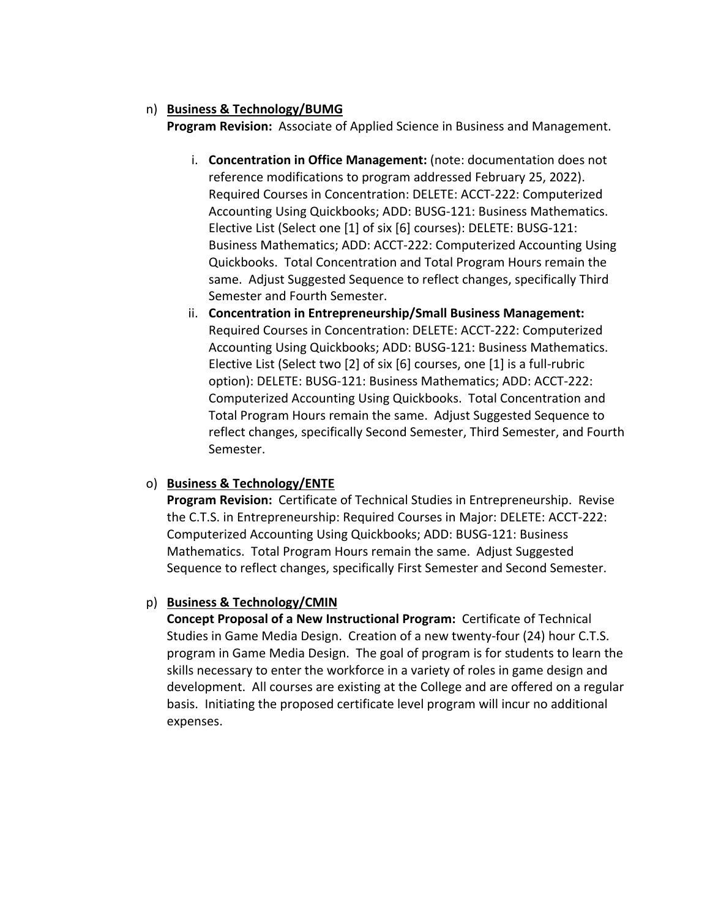n) **<u>Business & Technology/BUMG</u>**
   **Program Revision:** Associate of Applied Science in Business and Management.

   i. **Concentration in Office Management:** (note: documentation does not reference modifications to program addressed February 25, 2022). Required Courses in Concentration: DELETE: ACCT-222: Computerized Accounting Using Quickbooks; ADD: BUSG-121: Business Mathematics. Elective List (Select one [1] of six [6] courses): DELETE: BUSG-121: Business Mathematics; ADD: ACCT-222: Computerized Accounting Using Quickbooks. Total Concentration and Total Program Hours remain the same. Adjust Suggested Sequence to reflect changes, specifically Third Semester and Fourth Semester.

   ii. **Concentration in Entrepreneurship/Small Business Management:** Required Courses in Concentration: DELETE: ACCT-222: Computerized Accounting Using Quickbooks; ADD: BUSG-121: Business Mathematics. Elective List (Select two [2] of six [6] courses, one [1] is a full-rubric option): DELETE: BUSG-121: Business Mathematics; ADD: ACCT-222: Computerized Accounting Using Quickbooks. Total Concentration and Total Program Hours remain the same. Adjust Suggested Sequence to reflect changes, specifically Second Semester, Third Semester, and Fourth Semester.

o) **<u>Business & Technology/ENTE</u>**
   **Program Revision:** Certificate of Technical Studies in Entrepreneurship. Revise the C.T.S. in Entrepreneurship: Required Courses in Major: DELETE: ACCT-222: Computerized Accounting Using Quickbooks; ADD: BUSG-121: Business Mathematics. Total Program Hours remain the same. Adjust Suggested Sequence to reflect changes, specifically First Semester and Second Semester.

p) **<u>Business & Technology/CMIN</u>**
   **Concept Proposal of a New Instructional Program:** Certificate of Technical Studies in Game Media Design. Creation of a new twenty-four (24) hour C.T.S. program in Game Media Design. The goal of program is for students to learn the skills necessary to enter the workforce in a variety of roles in game design and development. All courses are existing at the College and are offered on a regular basis. Initiating the proposed certificate level program will incur no additional expenses.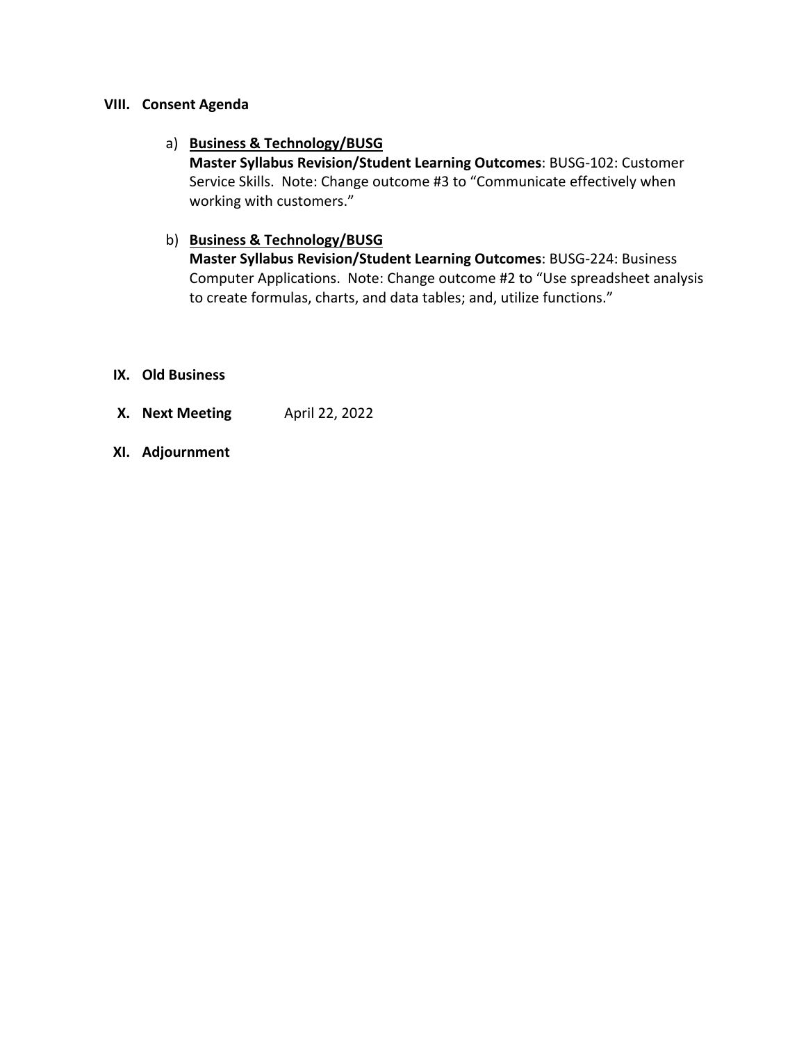## VIII. Consent Agenda

a) **Business & Technology/BUSG**
   **Master Syllabus Revision/Student Learning Outcomes**: BUSG-102: Customer Service Skills. Note: Change outcome #3 to "Communicate effectively when working with customers."

b) **Business & Technology/BUSG**
   **Master Syllabus Revision/Student Learning Outcomes**: BUSG-224: Business Computer Applications. Note: Change outcome #2 to "Use spreadsheet analysis to create formulas, charts, and data tables; and, utilize functions."

## IX. Old Business

## X. Next Meeting April 22, 2022

## XI. Adjournment